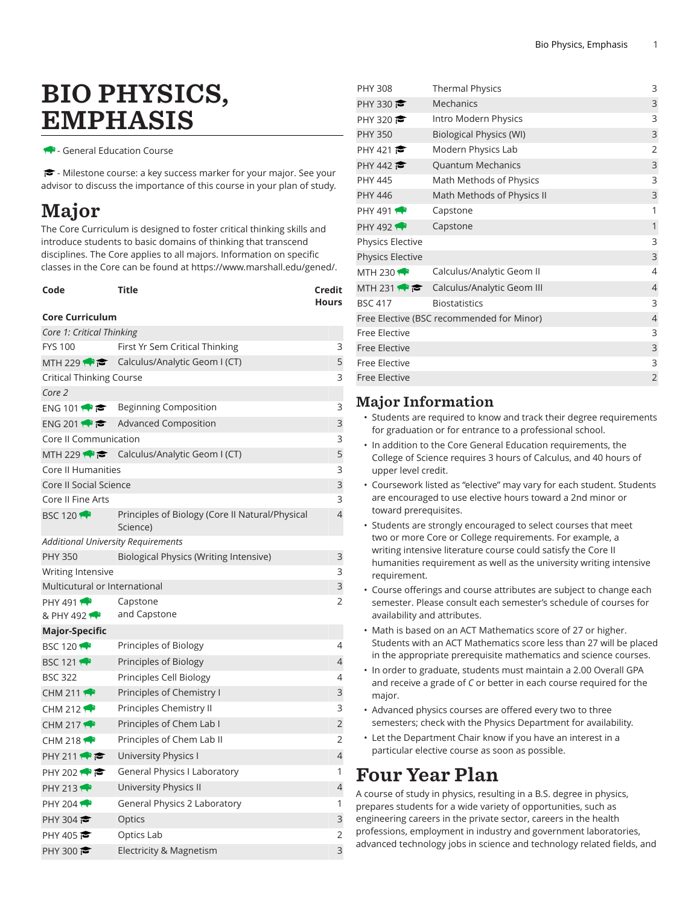# BIO PHYSICS, EMPHASIS

🦬 - General Education Course

🎓 - Milestone course: a key success marker for your major. See your advisor to discuss the importance of this course in your plan of study.

## Major

The Core Curriculum is designed to foster critical thinking skills and introduce students to basic domains of thinking that transcend disciplines. The Core applies to all majors. Information on specific classes in the Core can be found at https://www.marshall.edu/gened/.

| Code | Title | Credit Hours |
|---|---|---|
| **Core Curriculum** | | |
| *Core 1: Critical Thinking* | | |
| FYS 100 | First Yr Sem Critical Thinking | 3 |
| MTH 229 🦬 🎓 | Calculus/Analytic Geom I (CT) | 5 |
| Critical Thinking Course | | 3 |
| *Core 2* | | |
| ENG 101 🦬 🎓 | Beginning Composition | 3 |
| ENG 201 🦬 🎓 | Advanced Composition | 3 |
| Core II Communication | | 3 |
| MTH 229 🦬 🎓 | Calculus/Analytic Geom I (CT) | 5 |
| Core II Humanities | | 3 |
| Core II Social Science | | 3 |
| Core II Fine Arts | | 3 |
| BSC 120 🦬 | Principles of Biology (Core II Natural/Physical Science) | 4 |
| *Additional University Requirements* | | |
| PHY 350 | Biological Physics (Writing Intensive) | 3 |
| Writing Intensive | | 3 |
| Multicultural or International | | 3 |
| PHY 491 🦬 & PHY 492 🦬 | Capstone and Capstone | 2 |
| **Major-Specific** | | |
| BSC 120 🦬 | Principles of Biology | 4 |
| BSC 121 🦬 | Principles of Biology | 4 |
| BSC 322 | Principles Cell Biology | 4 |
| CHM 211 🦬 | Principles of Chemistry I | 3 |
| CHM 212 🦬 | Principles Chemistry II | 3 |
| CHM 217 🦬 | Principles of Chem Lab I | 2 |
| CHM 218 🦬 | Principles of Chem Lab II | 2 |
| PHY 211 🦬 🎓 | University Physics I | 4 |
| PHY 202 🦬 🎓 | General Physics I Laboratory | 1 |
| PHY 213 🦬 | University Physics II | 4 |
| PHY 204 🦬 | General Physics 2 Laboratory | 1 |
| PHY 304 🎓 | Optics | 3 |
| PHY 405 🎓 | Optics Lab | 2 |
| PHY 300 🎓 | Electricity & Magnetism | 3 |
| PHY 308 | Thermal Physics | 3 |
| PHY 330 🎓 | Mechanics | 3 |
| PHY 320 🎓 | Intro Modern Physics | 3 |
| PHY 350 | Biological Physics (WI) | 3 |
| PHY 421 🎓 | Modern Physics Lab | 2 |
| PHY 442 🎓 | Quantum Mechanics | 3 |
| PHY 445 | Math Methods of Physics | 3 |
| PHY 446 | Math Methods of Physics II | 3 |
| PHY 491 🦬 | Capstone | 1 |
| PHY 492 🦬 | Capstone | 1 |
| Physics Elective | | 3 |
| Physics Elective | | 3 |
| MTH 230 🦬 | Calculus/Analytic Geom II | 4 |
| MTH 231 🦬 🎓 | Calculus/Analytic Geom III | 4 |
| BSC 417 | Biostatistics | 3 |
| Free Elective (BSC recommended for Minor) | | 4 |
| Free Elective | | 3 |
| Free Elective | | 3 |
| Free Elective | | 3 |
| Free Elective | | 2 |

## Major Information

- Students are required to know and track their degree requirements for graduation or for entrance to a professional school.
- In addition to the Core General Education requirements, the College of Science requires 3 hours of Calculus, and 40 hours of upper level credit.
- Coursework listed as "elective" may vary for each student. Students are encouraged to use elective hours toward a 2nd minor or toward prerequisites.
- Students are strongly encouraged to select courses that meet two or more Core or College requirements. For example, a writing intensive literature course could satisfy the Core II humanities requirement as well as the university writing intensive requirement.
- Course offerings and course attributes are subject to change each semester. Please consult each semester's schedule of courses for availability and attributes.
- Math is based on an ACT Mathematics score of 27 or higher. Students with an ACT Mathematics score less than 27 will be placed in the appropriate prerequisite mathematics and science courses.
- In order to graduate, students must maintain a 2.00 Overall GPA and receive a grade of *C* or better in each course required for the major.
- Advanced physics courses are offered every two to three semesters; check with the Physics Department for availability.
- Let the Department Chair know if you have an interest in a particular elective course as soon as possible.

## Four Year Plan

A course of study in physics, resulting in a B.S. degree in physics, prepares students for a wide variety of opportunities, such as engineering careers in the private sector, careers in the health professions, employment in industry and government laboratories, advanced technology jobs in science and technology related fields, and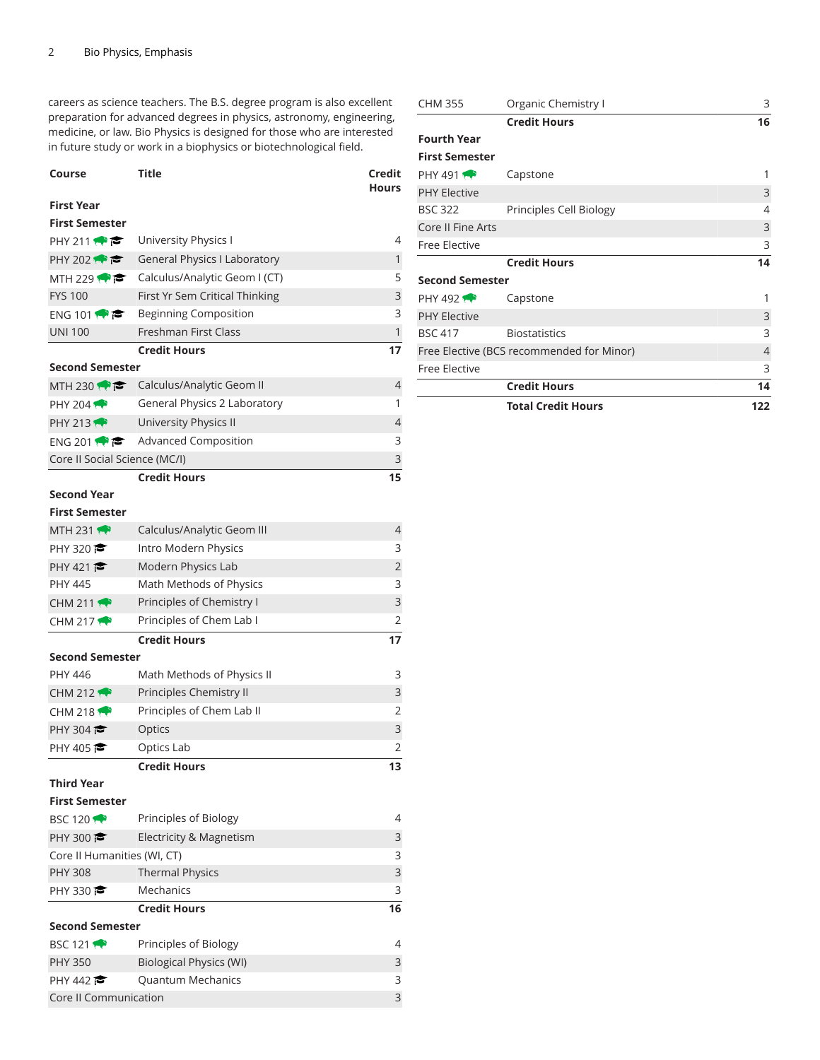careers as science teachers. The B.S. degree program is also excellent preparation for advanced degrees in physics, astronomy, engineering, medicine, or law. Bio Physics is designed for those who are interested in future study or work in a biophysics or biotechnological field.

| Course | Title | Credit Hours |
|---|---|---|
| **First Year** | | |
| **First Semester** | | |
| PHY 211 | University Physics I | 4 |
| PHY 202 | General Physics I Laboratory | 1 |
| MTH 229 | Calculus/Analytic Geom I (CT) | 5 |
| FYS 100 | First Yr Sem Critical Thinking | 3 |
| ENG 101 | Beginning Composition | 3 |
| UNI 100 | Freshman First Class | 1 |
| | **Credit Hours** | **17** |
| **Second Semester** | | |
| MTH 230 | Calculus/Analytic Geom II | 4 |
| PHY 204 | General Physics 2 Laboratory | 1 |
| PHY 213 | University Physics II | 4 |
| ENG 201 | Advanced Composition | 3 |
| Core II Social Science (MC/I) | | 3 |
| | **Credit Hours** | **15** |
| **Second Year** | | |
| **First Semester** | | |
| MTH 231 | Calculus/Analytic Geom III | 4 |
| PHY 320 | Intro Modern Physics | 3 |
| PHY 421 | Modern Physics Lab | 2 |
| PHY 445 | Math Methods of Physics | 3 |
| CHM 211 | Principles of Chemistry I | 3 |
| CHM 217 | Principles of Chem Lab I | 2 |
| | **Credit Hours** | **17** |
| **Second Semester** | | |
| PHY 446 | Math Methods of Physics II | 3 |
| CHM 212 | Principles Chemistry II | 3 |
| CHM 218 | Principles of Chem Lab II | 2 |
| PHY 304 | Optics | 3 |
| PHY 405 | Optics Lab | 2 |
| | **Credit Hours** | **13** |
| **Third Year** | | |
| **First Semester** | | |
| BSC 120 | Principles of Biology | 4 |
| PHY 300 | Electricity & Magnetism | 3 |
| Core II Humanities (WI, CT) | | 3 |
| PHY 308 | Thermal Physics | 3 |
| PHY 330 | Mechanics | 3 |
| | **Credit Hours** | **16** |
| **Second Semester** | | |
| BSC 121 | Principles of Biology | 4 |
| PHY 350 | Biological Physics (WI) | 3 |
| PHY 442 | Quantum Mechanics | 3 |
| Core II Communication | | 3 |
| CHM 355 | Organic Chemistry I | 3 |
| | **Credit Hours** | **16** |
| **Fourth Year** | | |
| **First Semester** | | |
| PHY 491 | Capstone | 1 |
| PHY Elective | | 3 |
| BSC 322 | Principles Cell Biology | 4 |
| Core II Fine Arts | | 3 |
| Free Elective | | 3 |
| | **Credit Hours** | **14** |
| **Second Semester** | | |
| PHY 492 | Capstone | 1 |
| PHY Elective | | 3 |
| BSC 417 | Biostatistics | 3 |
| Free Elective (BCS recommended for Minor) | | 4 |
| Free Elective | | 3 |
| | **Credit Hours** | **14** |
| | **Total Credit Hours** | **122** |